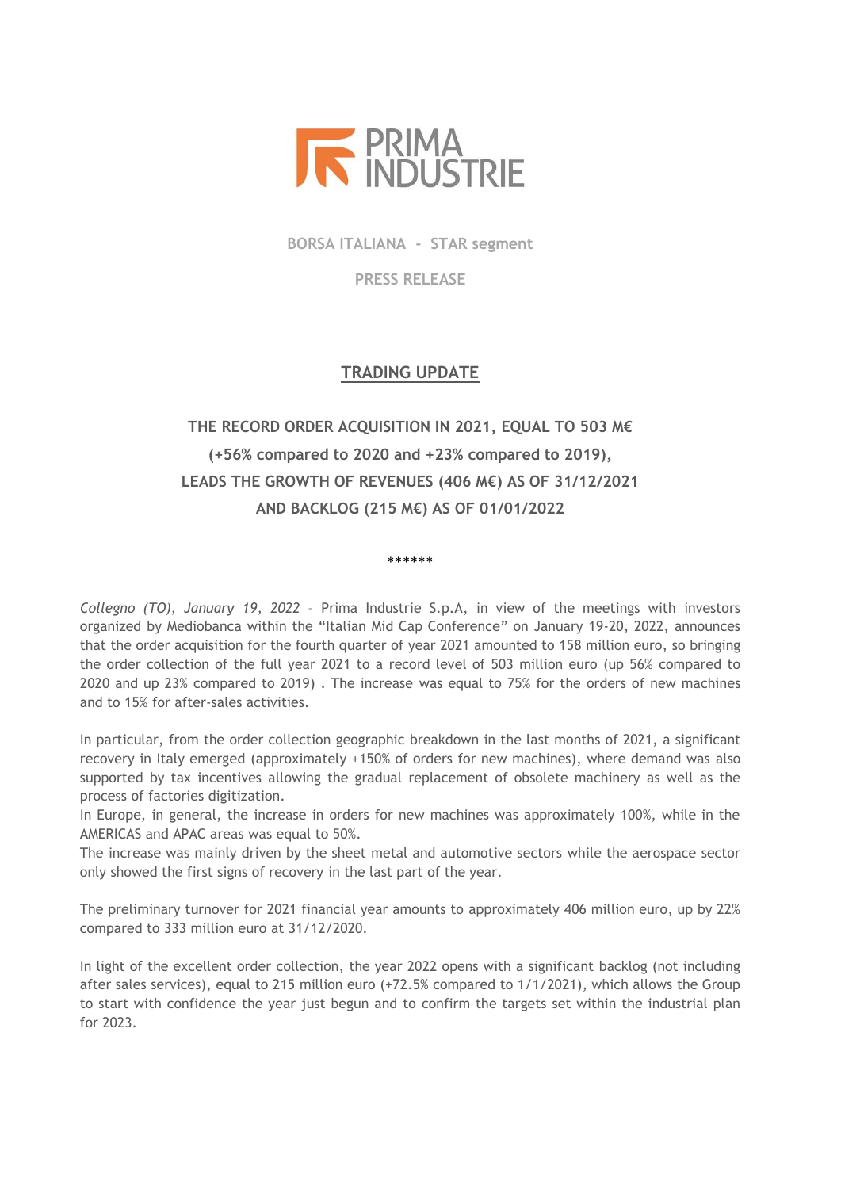PRIMA INDUSTRIE

**BORSA ITALIANA - STAR segment**

**PRESS RELEASE**

## TRADING UPDATE

### THE RECORD ORDER ACQUISITION IN 2021, EQUAL TO 503 M€ (+56% compared to 2020 and +23% compared to 2019), LEADS THE GROWTH OF REVENUES (406 M€) AS OF 31/12/2021 AND BACKLOG (215 M€) AS OF 01/01/2022

******

*Collegno (TO), January 19, 2022* – Prima Industrie S.p.A, in view of the meetings with investors organized by Mediobanca within the "Italian Mid Cap Conference" on January 19-20, 2022, announces that the order acquisition for the fourth quarter of year 2021 amounted to 158 million euro, so bringing the order collection of the full year 2021 to a record level of 503 million euro (up 56% compared to 2020 and up 23% compared to 2019) . The increase was equal to 75% for the orders of new machines and to 15% for after-sales activities.

In particular, from the order collection geographic breakdown in the last months of 2021, a significant recovery in Italy emerged (approximately +150% of orders for new machines), where demand was also supported by tax incentives allowing the gradual replacement of obsolete machinery as well as the process of factories digitization.
In Europe, in general, the increase in orders for new machines was approximately 100%, while in the AMERICAS and APAC areas was equal to 50%.
The increase was mainly driven by the sheet metal and automotive sectors while the aerospace sector only showed the first signs of recovery in the last part of the year.

The preliminary turnover for 2021 financial year amounts to approximately 406 million euro, up by 22% compared to 333 million euro at 31/12/2020.

In light of the excellent order collection, the year 2022 opens with a significant backlog (not including after sales services), equal to 215 million euro (+72.5% compared to 1/1/2021), which allows the Group to start with confidence the year just begun and to confirm the targets set within the industrial plan for 2023.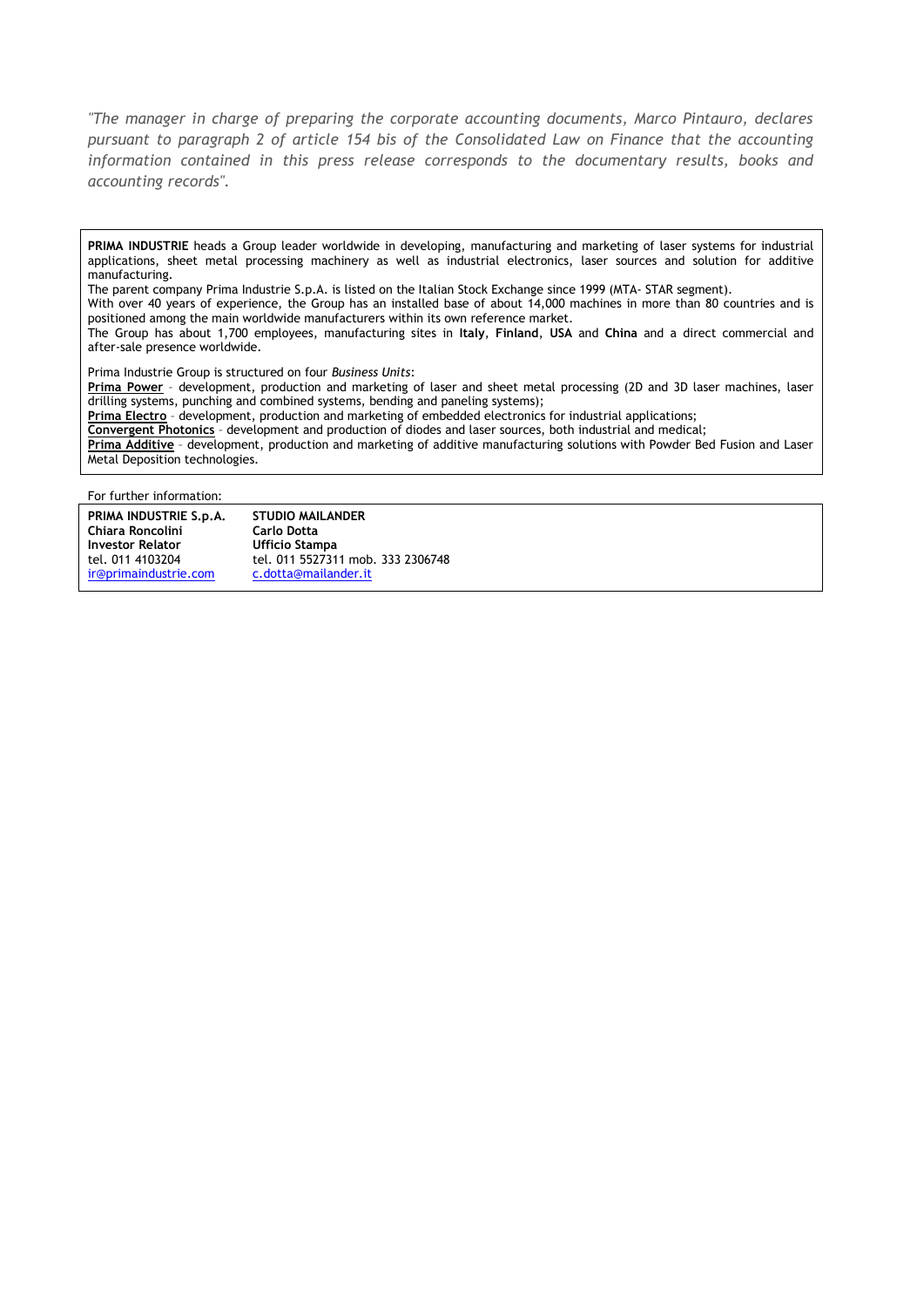*"The manager in charge of preparing the corporate accounting documents, Marco Pintauro, declares pursuant to paragraph 2 of article 154 bis of the Consolidated Law on Finance that the accounting information contained in this press release corresponds to the documentary results, books and accounting records".*

**PRIMA INDUSTRIE** heads a Group leader worldwide in developing, manufacturing and marketing of laser systems for industrial applications, sheet metal processing machinery as well as industrial electronics, laser sources and solution for additive manufacturing.

The parent company Prima Industrie S.p.A. is listed on the Italian Stock Exchange since 1999 (MTA- STAR segment).

With over 40 years of experience, the Group has an installed base of about 14,000 machines in more than 80 countries and is positioned among the main worldwide manufacturers within its own reference market.

The Group has about 1,700 employees, manufacturing sites in **Italy**, **Finland**, **USA** and **China** and a direct commercial and after-sale presence worldwide.

Prima Industrie Group is structured on four *Business Units*:

**Prima Power** – development, production and marketing of laser and sheet metal processing (2D and 3D laser machines, laser drilling systems, punching and combined systems, bending and paneling systems);

**Prima Electro** – development, production and marketing of embedded electronics for industrial applications;

**Convergent Photonics** – development and production of diodes and laser sources, both industrial and medical;

**Prima Additive** – development, production and marketing of additive manufacturing solutions with Powder Bed Fusion and Laser Metal Deposition technologies.

For further information:

| | |
|---|---|
| **PRIMA INDUSTRIE S.p.A.** | **STUDIO MAILANDER** |
| **Chiara Roncolini** | **Carlo Dotta** |
| **Investor Relator** | **Ufficio Stampa** |
| tel. 011 4103204 | tel. 011 5527311 mob. 333 2306748 |
| ir@primaindustrie.com | c.dotta@mailander.it |